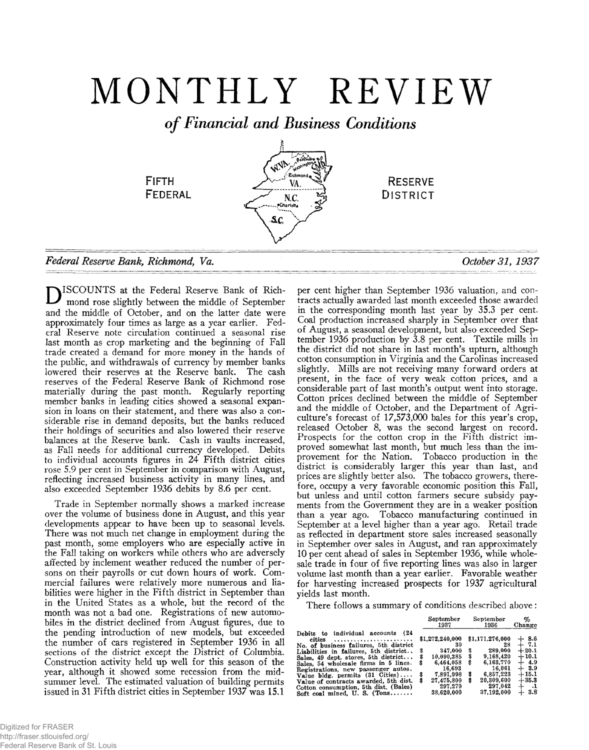# MONTHLY REVIEW

## *of Financial and Business Conditions*

FIFTH FEDERAL RESERVE DISTRICT

*Federal Reserve Bank, Richmond, Va.* *October 31, 1937*

DISCOUNTS at the Federal Reserve Bank of Richmond rose slightly between the middle of September and the middle of October, and on the latter date were approximately four times as large as a year earlier. Federal Reserve note circulation continued a seasonal rise last month as crop marketing and the beginning of Fall trade created a demand for more money in the hands of the public, and withdrawals of currency by member banks lowered their reserves at the Reserve bank. The cash reserves of the Federal Reserve Bank of Richmond rose materially during the past month. Regularly reporting member banks in leading cities showed a seasonal expansion in loans on their statement, and there was also a considerable rise in demand deposits, but the banks reduced their holdings of securities and also lowered their reserve balances at the Reserve bank. Cash in vaults increased, as Fall needs for additional currency developed. Debits to individual accounts figures in 24 Fifth district cities rose 5.9 per cent in September in comparison with August, reflecting increased business activity in many lines, and also exceeded September 1936 debits by 8.6 per cent.

Trade in September normally shows a marked increase over the volume of business done in August, and this year developments appear to have been up to seasonal levels. There was not much net change in employment during the past month, some employers who are especially active in the Fall taking on workers while others who are adversely affected by inclement weather reduced the number of persons on their payrolls or cut down hours of work. Commercial failures were relatively more numerous and liabilities were higher in the Fifth district in September than in the United States as a whole, but the record of the month was not a bad one. Registrations of new automobiles in the district declined from August figures, due to the pending introduction of new models, but exceeded the number of cars registered in September 1936 in all sections of the district except the District of Columbia. Construction activity held up well for this season of the year, although it showed some recession from the midsummer level. The estimated valuation of building permits issued in 31 Fifth district cities in September 1937 was 15.1 per cent higher than September 1936 valuation, and contracts actually awarded last month exceeded those awarded in the corresponding month last year by 35.3 per cent. Coal production increased sharply in September over that of August, a seasonal development, but also exceeded September 1936 production by 3.8 per cent. Textile mills in the district did not share in last month's upturn, although cotton consumption in Virginia and the Carolinas increased slightly. Mills are not receiving many forward orders at present, in the face of very weak cotton prices, and a considerable part of last month's output went into storage. Cotton prices declined between the middle of September and the middle of October, and the Department of Agriculture's forecast of 17,573,000 bales for this year's crop, released October 8, was the second largest on record. Prospects for the cotton crop in the Fifth district improved somewhat last month, but much less than the improvement for the Nation. Tobacco production in the district is considerably larger this year than last, and prices are slightly better also. The tobacco growers, therefore, occupy a very favorable economic position this Fall, but unless and until cotton farmers secure subsidy payments from the Government they are in a weaker position than a year ago. Tobacco manufacturing continued in September at a level higher than a year ago. Retail trade as reflected in department store sales increased seasonally in September over sales in August, and ran approximately 10 per cent ahead of sales in September 1936, while wholesale trade in four of five reporting lines was also in larger volume last month than a year earlier. Favorable weather for harvesting increased prospects for 1937 agricultural yields last month.

There follows a summary of conditions described above:

| | September 1937 | September 1936 | % Change |
|---|---|---|---|
| Debits to individual accounts (24 cities | $1,272,240,000 | $1,171,276,000 | + 8.6 |
| No. of business failures, 5th district | 30 | 28 | + 7.1 |
| Liabilities in failures, 5th district | $ 347,000 | $ 289,000 | +20.1 |
| Sales, 49 dept. stores, 5th district | $ 10,090,385 | $ 9,168,420 | +10.1 |
| Sales, 54 wholesale firms in 5 lines | $ 6,464,058 | $ 6,163,770 | + 4.9 |
| Registrations, new passenger autos | 16,693 | 16,061 | + 3.9 |
| Value bldg. permits (31 Cities) | $ 7,891,998 | $ 6,857,223 | +15.1 |
| Value of contracts awarded, 5th dist. | $ 27,475,800 | $ 20,309,600 | +35.3 |
| Cotton consumption, 5th dist. (Bales) | 297,279 | 297,042 | + .1 |
| Soft coal mined, U. S. (Tons | 38,620,000 | 37,192,000 | + 3.8 |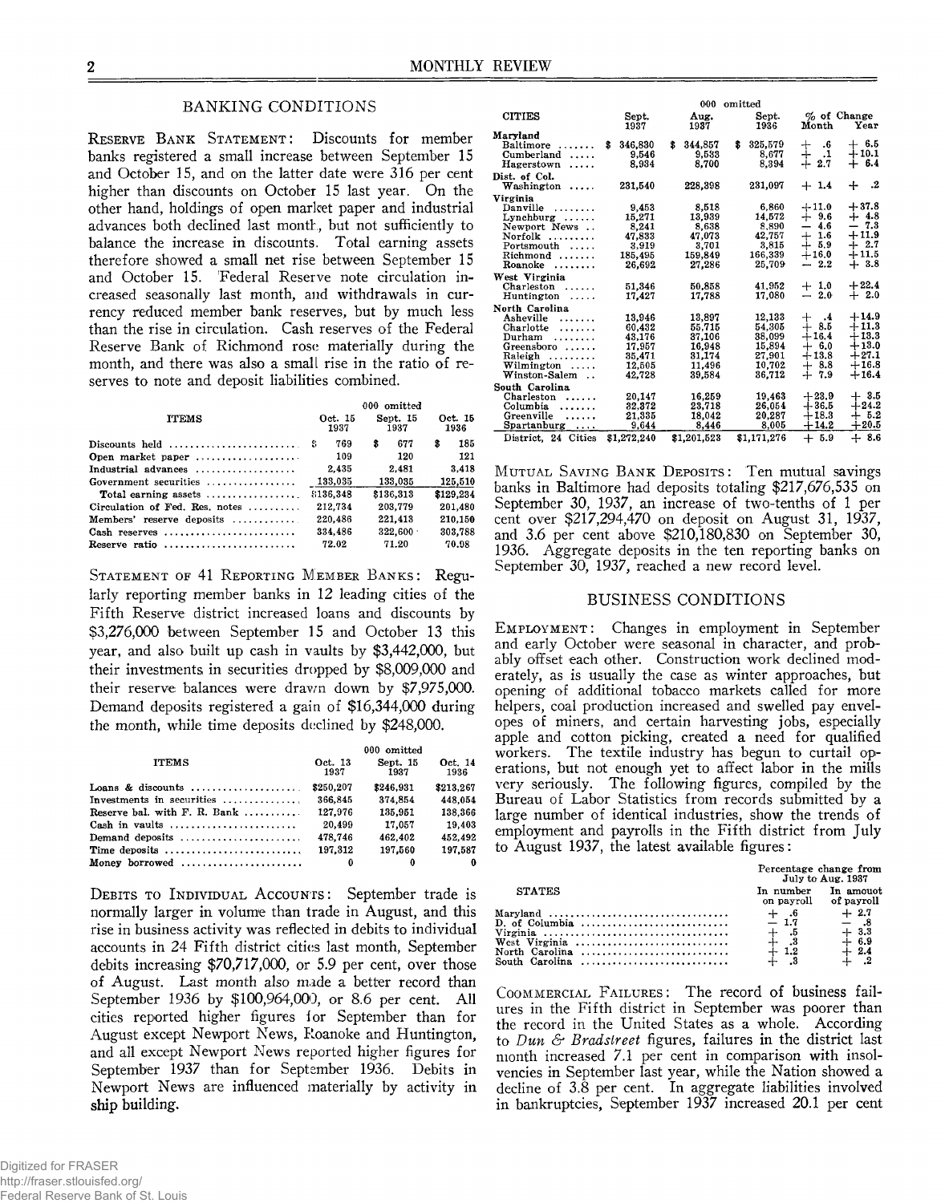## BANKING CONDITIONS

RESERVE BANK STATEMENT: Discounts for member banks registered a small increase between September 15 and October 15, and on the latter date were 316 per cent higher than discounts on October 15 last year. On the other hand, holdings of open market paper and industrial advances both declined last month, but not sufficiently to balance the increase in discounts. Total earning assets therefore showed a small net rise between September 15 and October 15. Federal Reserve note circulation increased seasonally last month, and withdrawals in currency reduced member bank reserves, but by much less than the rise in circulation. Cash reserves of the Federal Reserve Bank of Richmond rose materially during the month, and there was also a small rise in the ratio of reserves to note and deposit liabilities combined.

| ITEMS | Oct. 15 1937 | Sept. 15 1937 | Oct. 15 1936 |
|---|---|---|---|
| | 000 omitted | | |
| Discounts held | $ 769 | $ 677 | $ 185 |
| Open market paper | 109 | 120 | 121 |
| Industrial advances | 2,435 | 2,481 | 3,418 |
| Government securities | 133,035 | 133,035 | 125,510 |
| Total earning assets | $136,348 | $136,313 | $129,234 |
| Circulation of Fed. Res. notes | 212,734 | 203,779 | 201,480 |
| Members' reserve deposits | 220,486 | 221,413 | 210,150 |
| Cash reserves | 334,486 | 322,600 | 303,788 |
| Reserve ratio | 72.02 | 71.20 | 70.08 |

STATEMENT OF 41 REPORTING MEMBER BANKS: Regularly reporting member banks in 12 leading cities of the Fifth Reserve district increased loans and discounts by $3,276,000 between September 15 and October 13 this year, and also built up cash in vaults by $3,442,000, but their investments in securities dropped by $8,009,000 and their reserve balances were drawn down by $7,975,000. Demand deposits registered a gain of $16,344,000 during the month, while time deposits declined by $248,000.

| ITEMS | Oct. 13 1937 | Sept. 15 1937 | Oct. 14 1936 |
|---|---|---|---|
| | 000 omitted | | |
| Loans & discounts | $250,207 | $246,931 | $213,267 |
| Investments in securities | 366,845 | 374,854 | 448,054 |
| Reserve bal. with F. R. Bank | 127,976 | 135,951 | 138,366 |
| Cash in vaults | 20,499 | 17,057 | 19,403 |
| Demand deposits | 478,746 | 462,402 | 452,492 |
| Time deposits | 197,312 | 197,560 | 197,587 |
| Money borrowed | 0 | 0 | 0 |

DEBITS TO INDIVIDUAL ACCOUNTS: September trade is normally larger in volume than trade in August, and this rise in business activity was reflected in debits to individual accounts in 24 Fifth district cities last month, September debits increasing $70,717,000, or 5.9 per cent, over those of August. Last month also made a better record than September 1936 by $100,964,000, or 8.6 per cent. All cities reported higher figures for September than for August except Newport News, Roanoke and Huntington, and all except Newport News reported higher figures for September 1937 than for September 1936. Debits in Newport News are influenced materially by activity in ship building.

| CITIES | Sept. 1937 | Aug. 1937 | Sept. 1936 | % of Change Month | % of Change Year |
|---|---|---|---|---|---|
| | 000 omitted | | | | |
| **Maryland** | | | | | |
| Baltimore | $ 346,830 | $ 344,857 | $ 325,579 | + .6 | + 6.5 |
| Cumberland | 9,546 | 9,533 | 8,677 | + .1 | +10.1 |
| Hagerstown | 8,934 | 8,700 | 8,394 | + 2.7 | + 6.4 |
| **Dist. of Col.** | | | | | |
| Washington | 231,540 | 228,398 | 231,097 | + 1.4 | + .2 |
| **Virginia** | | | | | |
| Danville | 9,453 | 8,518 | 6,860 | +11.0 | +37.8 |
| Lynchburg | 15,271 | 13,939 | 14,572 | + 9.6 | + 4.8 |
| Newport News | 8,241 | 8,638 | 8,890 | − 4.6 | − 7.3 |
| Norfolk | 47,833 | 47,073 | 42,757 | + 1.6 | +11.9 |
| Portsmouth | 3,919 | 3,701 | 3,815 | + 5.9 | + 2.7 |
| Richmond | 185,495 | 159,849 | 166,339 | +16.0 | +11.5 |
| Roanoke | 26,692 | 27,286 | 25,709 | − 2.2 | + 3.8 |
| **West Virginia** | | | | | |
| Charleston | 51,346 | 50,858 | 41,952 | + 1.0 | +22.4 |
| Huntington | 17,427 | 17,788 | 17,080 | − 2.0 | + 2.0 |
| **North Carolina** | | | | | |
| Asheville | 13,946 | 13,897 | 12,133 | + .4 | +14.9 |
| Charlotte | 60,432 | 55,715 | 54,305 | + 8.5 | +11.3 |
| Durham | 43,176 | 37,106 | 38,099 | +16.4 | +13.3 |
| Greensboro | 17,957 | 16,948 | 15,894 | + 6.0 | +13.0 |
| Raleigh | 35,471 | 31,174 | 27,901 | +13.8 | +27.1 |
| Wilmington | 12,505 | 11,496 | 10,702 | + 8.8 | +16.8 |
| Winston-Salem | 42,728 | 39,584 | 36,712 | + 7.9 | +16.4 |
| **South Carolina** | | | | | |
| Charleston | 20,147 | 16,259 | 19,463 | +23.9 | + 3.5 |
| Columbia | 32,372 | 23,718 | 26,054 | +36.5 | +24.2 |
| Greenville | 21,335 | 18,042 | 20,287 | +18.3 | + 5.2 |
| Spartanburg | 9,644 | 8,446 | 8,005 | +14.2 | +20.5 |
| District, 24 Cities | $1,272,240 | $1,201,523 | $1,171,276 | + 5.9 | + 8.6 |

MUTUAL SAVING BANK DEPOSITS: Ten mutual savings banks in Baltimore had deposits totaling $217,676,535 on September 30, 1937, an increase of two-tenths of 1 per cent over $217,294,470 on deposit on August 31, 1937, and 3.6 per cent above $210,180,830 on September 30, 1936. Aggregate deposits in the ten reporting banks on September 30, 1937, reached a new record level.

## BUSINESS CONDITIONS

EMPLOYMENT: Changes in employment in September and early October were seasonal in character, and probably offset each other. Construction work declined moderately, as is usually the case as winter approaches, but opening of additional tobacco markets called for more helpers, coal production increased and swelled pay envelopes of miners, and certain harvesting jobs, especially apple and cotton picking, created a need for qualified workers. The textile industry has begun to curtail operations, but not enough yet to affect labor in the mills very seriously. The following figures, compiled by the Bureau of Labor Statistics from records submitted by a large number of identical industries, show the trends of employment and payrolls in the Fifth district from July to August 1937, the latest available figures:

| STATES | Percentage change from July to Aug. 1937 In number on payroll | In amount of payroll |
|---|---|---|
| Maryland | + .6 | + 2.7 |
| D. of Columbia | − 1.7 | − .8 |
| Virginia | + .5 | + 3.3 |
| West Virginia | + .3 | + 6.9 |
| North Carolina | + 1.2 | + 2.4 |
| South Carolina | + .3 | + .2 |

COMMERCIAL FAILURES: The record of business failures in the Fifth district in September was poorer than the record in the United States as a whole. According to *Dun & Bradstreet* figures, failures in the district last month increased 7.1 per cent in comparison with insolvencies in September last year, while the Nation showed a decline of 3.8 per cent. In aggregate liabilities involved in bankruptcies, September 1937 increased 20.1 per cent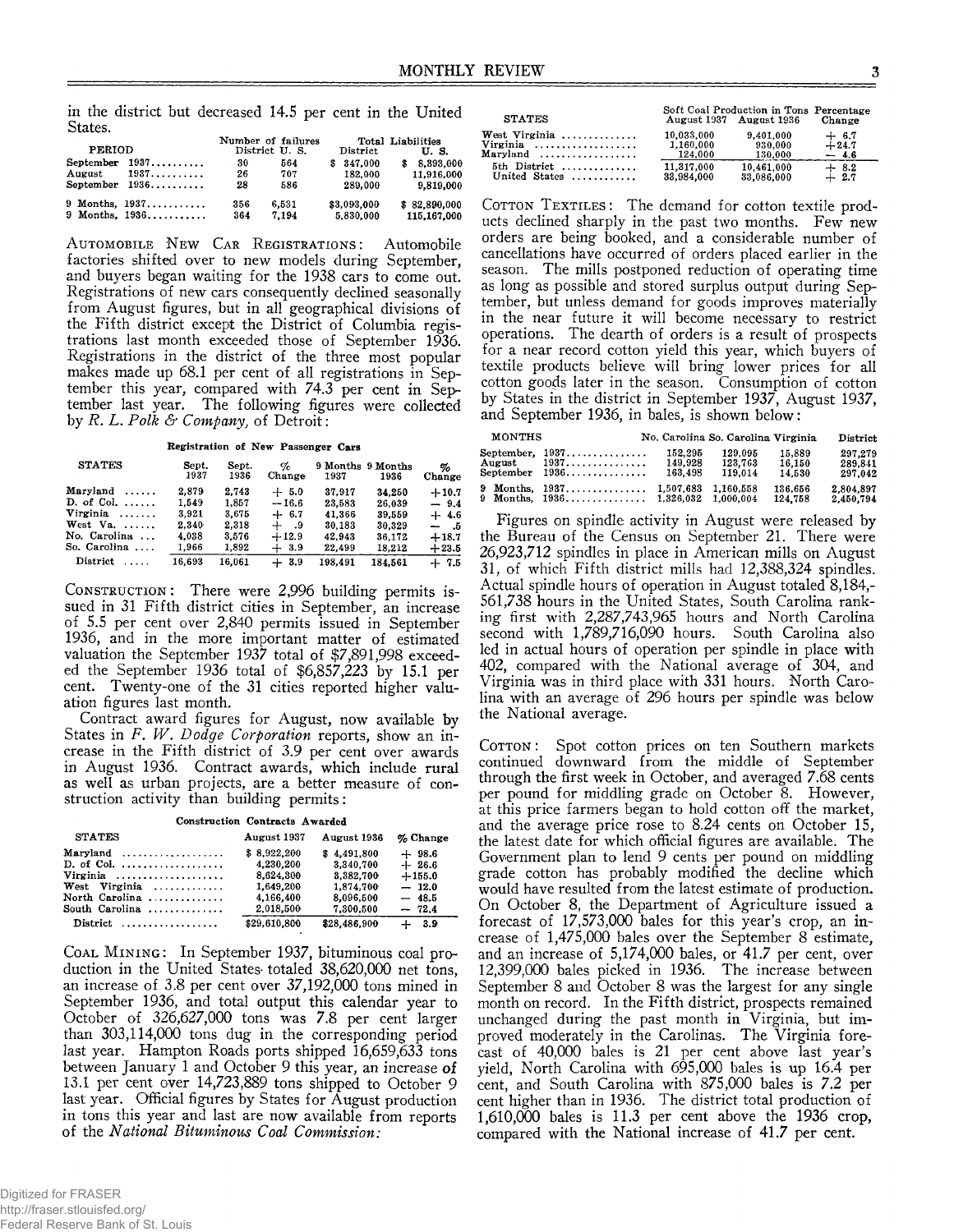in the district but decreased 14.5 per cent in the United States.

| PERIOD | Number of failures District | U. S. | Total Liabilities District | U. S. |
|---|---|---|---|---|
| September 1937 | 30 | 564 | $ 347,000 | $ 8,893,000 |
| August 1937 | 26 | 707 | 182,000 | 11,916,000 |
| September 1936 | 28 | 586 | 289,000 | 9,819,000 |
| 9 Months, 1937 | 356 | 6,531 | $3,093,000 | $ 82,890,000 |
| 9 Months, 1936 | 364 | 7,194 | 5,830,000 | 115,167,000 |

AUTOMOBILE NEW CAR REGISTRATIONS: Automobile factories shifted over to new models during September, and buyers began waiting for the 1938 cars to come out. Registrations of new cars consequently declined seasonally from August figures, but in all geographical divisions of the Fifth district except the District of Columbia registrations last month exceeded those of September 1936. Registrations in the district of the three most popular makes made up 68.1 per cent of all registrations in September this year, compared with 74.3 per cent in September last year. The following figures were collected by *R. L. Polk & Company*, of Detroit:

**Registration of New Passenger Cars**

| STATES | Sept. 1937 | Sept. 1936 | % Change | 9 Months 1937 | 9 Months 1936 | % Change |
|---|---|---|---|---|---|---|
| Maryland | 2,879 | 2,743 | + 5.0 | 37,917 | 34,250 | +10.7 |
| D. of Col. | 1,549 | 1,857 | −16.6 | 23,583 | 26,039 | − 9.4 |
| Virginia | 3,921 | 3,675 | + 6.7 | 41,366 | 39,559 | + 4.6 |
| West Va. | 2,340 | 2,318 | + .9 | 30,183 | 30,329 | − .5 |
| No. Carolina | 4,038 | 3,576 | +12.9 | 42,943 | 36,172 | +18.7 |
| So. Carolina | 1,966 | 1,892 | + 3.9 | 22,499 | 18,212 | +23.5 |
| District | 16,693 | 16,061 | + 3.9 | 198,491 | 184,561 | + 7.5 |

CONSTRUCTION: There were 2,996 building permits issued in 31 Fifth district cities in September, an increase of 5.5 per cent over 2,840 permits issued in September 1936, and in the more important matter of estimated valuation the September 1937 total of $7,891,998 exceeded the September 1936 total of $6,857,223 by 15.1 per cent. Twenty-one of the 31 cities reported higher valuation figures last month.

Contract award figures for August, now available by States in *F. W. Dodge Corporation* reports, show an increase in the Fifth district of 3.9 per cent over awards in August 1936. Contract awards, which include rural as well as urban projects, are a better measure of construction activity than building permits:

**Construction Contracts Awarded**

| STATES | August 1937 | August 1936 | % Change |
|---|---|---|---|
| Maryland | $ 8,922,200 | $ 4,491,800 | + 98.6 |
| D. of Col. | 4,230,200 | 3,340,700 | + 26.6 |
| Virginia | 8,624,300 | 3,382,700 | +155.0 |
| West Virginia | 1,649,200 | 1,874,700 | − 12.0 |
| North Carolina | 4,166,400 | 8,096,500 | − 48.5 |
| South Carolina | 2,018,500 | 7,300,500 | − 72.4 |
| District | $29,610,800 | $28,486,900 | + 3.9 |

COAL MINING: In September 1937, bituminous coal production in the United States totaled 38,620,000 net tons, an increase of 3.8 per cent over 37,192,000 tons mined in September 1936, and total output this calendar year to October of 326,627,000 tons was 7.8 per cent larger than 303,114,000 tons dug in the corresponding period last year. Hampton Roads ports shipped 16,659,633 tons between January 1 and October 9 this year, an increase of 13.1 per cent over 14,723,889 tons shipped to October 9 last year. Official figures by States for August production in tons this year and last are now available from reports of the *National Bituminous Coal Commission:*

| STATES | Soft Coal Production in Tons August 1937 | August 1936 | Percentage Change |
|---|---|---|---|
| West Virginia | 10,033,000 | 9,401,000 | + 6.7 |
| Virginia | 1,160,000 | 930,000 | +24.7 |
| Maryland | 124,000 | 130,000 | − 4.6 |
| 5th District | 11,317,000 | 10,461,000 | + 8.2 |
| United States | 33,984,000 | 33,086,000 | + 2.7 |

COTTON TEXTILES: The demand for cotton textile products declined sharply in the past two months. Few new orders are being booked, and a considerable number of cancellations have occurred of orders placed earlier in the season. The mills postponed reduction of operating time as long as possible and stored surplus output during September, but unless demand for goods improves materially in the near future it will become necessary to restrict operations. The dearth of orders is a result of prospects for a near record cotton yield this year, which buyers of textile products believe will bring lower prices for all cotton goods later in the season. Consumption of cotton by States in the district in September 1937, August 1937, and September 1936, in bales, is shown below:

| MONTHS | No. Carolina | So. Carolina | Virginia | District |
|---|---|---|---|---|
| September, 1937 | 152,295 | 129,095 | 15,889 | 297,279 |
| August 1937 | 149,928 | 123,763 | 16,150 | 289,841 |
| September 1936 | 163,498 | 119,014 | 14,530 | 297,042 |
| 9 Months, 1937 | 1,507,683 | 1,160,558 | 136,656 | 2,804,897 |
| 9 Months, 1936 | 1,326,032 | 1,000,004 | 124,758 | 2,450,794 |

Figures on spindle activity in August were released by the Bureau of the Census on September 21. There were 26,923,712 spindles in place in American mills on August 31, of which Fifth district mills had 12,388,324 spindles. Actual spindle hours of operation in August totaled 8,184,561,738 hours in the United States, South Carolina ranking first with 2,287,743,965 hours and North Carolina second with 1,789,716,090 hours. South Carolina also led in actual hours of operation per spindle in place with 402, compared with the National average of 304, and Virginia was in third place with 331 hours. North Carolina with an average of 296 hours per spindle was below the National average.

COTTON: Spot cotton prices on ten Southern markets continued downward from the middle of September through the first week in October, and averaged 7.68 cents per pound for middling grade on October 8. However, at this price farmers began to hold cotton off the market, and the average price rose to 8.24 cents on October 15, the latest date for which official figures are available. The Government plan to lend 9 cents per pound on middling grade cotton has probably modified the decline which would have resulted from the latest estimate of production. On October 8, the Department of Agriculture issued a forecast of 17,573,000 bales for this year's crop, an increase of 1,475,000 bales over the September 8 estimate, and an increase of 5,174,000 bales, or 41.7 per cent, over 12,399,000 bales picked in 1936. The increase between September 8 and October 8 was the largest for any single month on record. In the Fifth district, prospects remained unchanged during the past month in Virginia, but improved moderately in the Carolinas. The Virginia forecast of 40,000 bales is 21 per cent above last year's yield, North Carolina with 695,000 bales is up 16.4 per cent, and South Carolina with 875,000 bales is 7.2 per cent higher than in 1936. The district total production of 1,610,000 bales is 11.3 per cent above the 1936 crop, compared with the National increase of 41.7 per cent.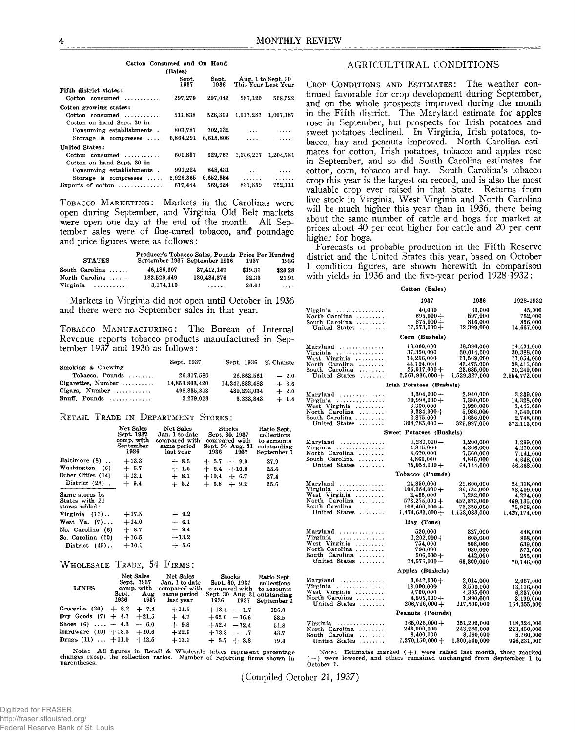### Cotton Consumed and On Hand

(Bales)

| | Sept. 1937 | Sept. 1936 | Aug. 1 to Sept. 30 This Year | Aug. 1 to Sept. 30 Last Year |
|---|---|---|---|---|
| **Fifth district states:** | | | | |
| Cotton consumed | 297,279 | 297,042 | 587,120 | 568,522 |
| **Cotton growing states:** | | | | |
| Cotton consumed | 511,838 | 526,319 | 1,017,287 | 1,007,187 |
| Cotton on hand Sept. 30 in | | | | |
| Consuming establishments | 803,787 | 702,132 | .... | .... |
| Storage & compresses | 6,864,291 | 6,615,806 | .... | .... |
| **United States:** | | | | |
| Cotton consumed | 601,837 | 629,767 | 1,206,217 | 1,204,781 |
| Cotton on hand Sept. 30 in | | | | |
| Consuming establishments | 991,224 | 848,491 | .... | .... |
| Storage & compresses | 6,926,365 | 6,652,334 | ...... | ...... |
| Exports of cotton | 617,444 | 559,624 | 837,859 | 752,111 |

TOBACCO MARKETING: Markets in the Carolinas were open during September, and Virginia Old Belt markets were open one day at the end of the month. All September sales were of flue-cured tobacco, and poundage and price figures were as follows:

| STATES | Producer's Tobacco Sales, Pounds September 1937 | Producer's Tobacco Sales, Pounds September 1936 | Price Per Hundred 1937 | Price Per Hundred 1936 |
|---|---|---|---|---|
| South Carolina | 46,186,607 | 37,412,147 | $19.31 | $20.28 |
| North Carolina | 182,529,449 | 130,484,376 | 22.33 | 21.91 |
| Virginia | 3,174,110 | ...... | 26.01 | ... |

Markets in Virginia did not open until October in 1936 and there were no September sales in that year.

TOBACCO MANUFACTURING: The Bureau of Internal Revenue reports tobacco products manufactured in September 1937 and 1936 as follows:

| | Sept. 1937 | Sept. 1936 | % Change |
|---|---|---|---|
| Smoking & Chewing Tobacco, Pounds | 26,317,580 | 26,862,561 | — 2.0 |
| Cigarettes, Number | 14,853,803,420 | 14,341,883,483 | + 3.6 |
| Cigars, Number | 498,835,303 | 489,298,034 | + 2.0 |
| Snuff, Pounds | 3,279,023 | 3,233,843 | + 1.4 |

RETAIL TRADE IN DEPARTMENT STORES:

| | Net Sales Sept. 1937 comp. with September 1936 | Net Sales Jan. 1 to date compared with same period last year | Stocks Sept. 30, 1937 compared with Sept. 30 1936 | Stocks Sept. 30, 1937 compared with Aug. 31 1937 | Ratio Sept. collections to accounts outstanding September 1 |
|---|---|---|---|---|---|
| Baltimore (8) | +13.3 | + 8.5 | + 5.7 | + 9.0 | 27.9 |
| Washington (6) | + 5.7 | + 1.6 | + 6.4 | +10.6 | 23.6 |
| Other Cities (14) | +12.1 | + 8.1 | +10.4 | + 6.7 | 27.4 |
| District (28) | + 9.4 | + 5.2 | + 6.8 | + 9.2 | 25.6 |
| Same stores by States with 21 stores added: | | | | | |
| Virginia (11) | +17.5 | + 9.2 | | | |
| West Va. (7) | +14.0 | + 6.1 | | | |
| No. Carolina (6) | + 8.7 | + 9.4 | | | |
| So. Carolina (10) | +16.5 | +13.2 | | | |
| District (49) | +10.1 | + 5.6 | | | |

WHOLESALE TRADE, 54 FIRMS:

| LINES | Net Sales Sept. 1937 comp. with Sept. 1936 | Net Sales Sept. 1937 comp. with Aug 1937 | Net Sales Jan. 1 to date compared with same period last year | Stocks Sept. 30, 1937 compared with Sept. 30 1936 | Stocks Sept. 30, 1937 compared with Aug. 31 1937 | Ratio Sept. collections to accounts outstanding September 1 |
|---|---|---|---|---|---|---|
| Groceries (20) | + 8.2 | + 7.4 | +11.5 | +13.4 | — 1.7 | 126.0 |
| Dry Goods (7) | + 4.1 | +21.5 | + 4.7 | +62.0 | —16.6 | 38.5 |
| Shoes (6) | — 4.3 | — 6.0 | + 9.8 | +52.4 | —12.4 | 51.8 |
| Hardware (10) | +13.3 | +10.6 | +22.6 | +13.3 | — .7 | 43.7 |
| Drugs (11) | +11.0 | +12.5 | +13.1 | + 5.7 | + 3.8 | 79.4 |

Note: All figures in Retail & Wholesale tables represent percentage changes except the collection ratios. Number of reporting firms shown in parentheses.

## AGRICULTURAL CONDITIONS

CROP CONDITIONS AND ESTIMATES: The weather continued favorable for crop development during September, and on the whole prospects improved during the month in the Fifth district. The Maryland estimate for apples rose in September, but prospects for Irish potatoes and sweet potatoes declined. In Virginia, Irish potatoes, tobacco, hay and peanuts improved. North Carolina estimates for cotton, Irish potatoes, tobacco and apples rose in September, and so did South Carolina estimates for cotton, corn, tobacco and hay. South Carolina's tobacco crop this year is the largest on record, and is also the most valuable crop ever raised in that State. Returns from live stock in Virginia, West Virginia and North Carolina will be much higher this year than in 1936, there being about the same number of cattle and hogs for market at prices about 40 per cent higher for cattle and 20 per cent higher for hogs.

Forecasts of probable production in the Fifth Reserve district and the United States this year, based on October 1 condition figures, are shown herewith in comparison with yields in 1936 and the five-year period 1928-1932:

| | 1937 | 1936 | 1928-1932 |
|---|---|---|---|
| **Cotton (Bales)** | | | |
| Virginia | 40,000 | 33,000 | 45,000 |
| North Carolina | 695,000+ | 597,000 | 752,000 |
| South Carolina | 875,000+ | 816,000 | 856,000 |
| United States | 17,573,000+ | 12,399,000 | 14,667,000 |
| **Corn (Bushels)** | | | |
| Maryland | 18,060,000 | 18,396,000 | 14,431,000 |
| Virginia | 37,350,000 | 30,014,000 | 30,388,000 |
| West Virginia | 14,256,000 | 11,569,000 | 11,054,000 |
| North Carolina | 44,194,000 | 43,475,000 | 38,415,000 |
| South Carolina | 25,017,000+ | 23,635,000 | 20,240,000 |
| United States | 2,561,936,000+ | 1,529,327,000 | 2,554,772,000 |
| **Irish Potatoes (Bushels)** | | | |
| Maryland | 3,304,000— | 2,940,000 | 3,339,000 |
| Virginia | 10,998,000+ | 7,380,000 | 14,328,000 |
| West Virginia | 3,360,000 | 1,920,000 | 3,445,000 |
| North Carolina | 9,384,000+ | 5,986,000 | 7,540,000 |
| South Carolina | 2,875,000 | 1,656,000 | 2,748,000 |
| United States | 398,785,000— | 329,997,000 | 372,115,000 |
| **Sweet Potatoes (Bushels)** | | | |
| Maryland | 1,280,000— | 1,200,000 | 1,299,000 |
| Virginia | 4,875,000 | 4,366,000 | 4,270,000 |
| North Carolina | 8,670,000 | 7,560,000 | 7,141,000 |
| South Carolina | 4,860,000 | 4,845,000 | 4,648,000 |
| United States | 75,058,000+ | 64,144,000 | 66,368,000 |
| **Tobacco (Pounds)** | | | |
| Maryland | 24,850,000 | 29,600,000 | 24,318,000 |
| Virginia | 104,384,000+ | 96,734,000 | 98,409,000 |
| West Virginia | 2,465,000 | 1,282,000 | 4,224,000 |
| North Carolina | 573,275,000+ | 457,373,000 | 469,135,000 |
| South Carolina | 106,400,000+ | 73,350,000 | 75,918,000 |
| United States | 1,474,683,000+ | 1,153,083,000 | 1,427,174,000 |
| **Hay (Tons)** | | | |
| Maryland | 520,000 | 327,000 | 448,000 |
| Virginia | 1,202,000+ | 605,000 | 868,000 |
| West Virginia | 754,000 | 508,000 | 639,000 |
| North Carolina | 796,000 | 680,000 | 571,000 |
| South Carolina | 506,000+ | 442,000 | 255,000 |
| United States | 74,576,000— | 63,309,000 | 70,146,000 |
| **Apples (Bushels)** | | | |
| Maryland | 3,042,000+ | 2,014,000 | 2,067,000 |
| Virginia | 18,000,000 | 8,500,000 | 13,116,000 |
| West Virginia | 9,760,000 | 4,395,000 | 6,837,000 |
| North Carolina | 4,505,000+ | 1,890,000 | 3,199,000 |
| United States | 206,716,000+ | 117,506,000 | 164,355,000 |
| **Peanuts (Pounds)** | | | |
| Virginia | 165,025,000+ | 151,200,000 | 148,324,000 |
| North Carolina | 243,000,000 | 243,960,000 | 223,450,000 |
| South Carolina | 8,400,000 | 8,160,000 | 8,760,000 |
| United States | 1,270,150,000+ | 1,300,540,000 | 946,231,000 |

Note: Estimates marked (+) were raised last month, those marked (—) were lowered, and others remained unchanged from September 1 to October 1.

(Compiled October 21, 1937)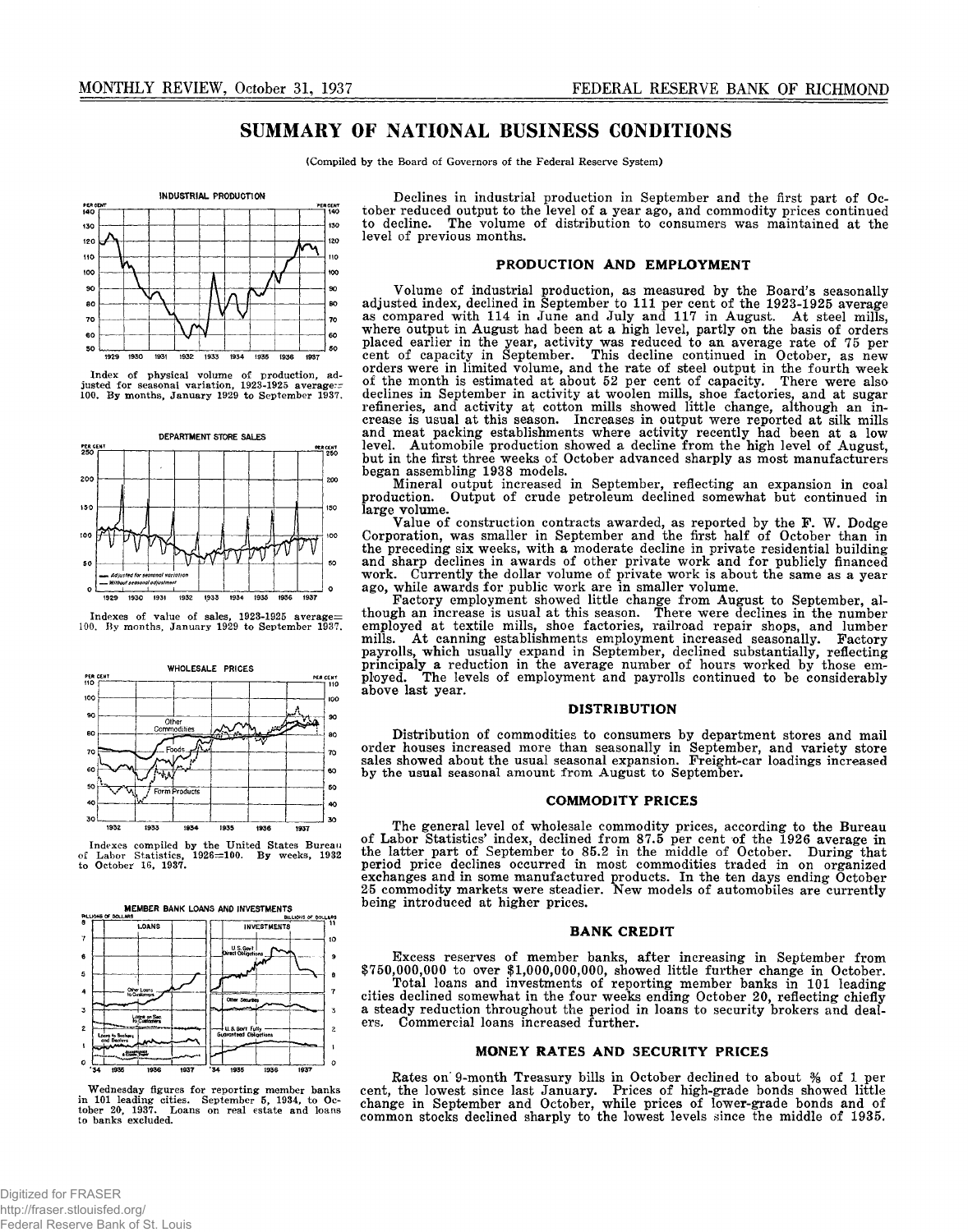# SUMMARY OF NATIONAL BUSINESS CONDITIONS

(Compiled by the Board of Governors of the Federal Reserve System)

INDUSTRIAL PRODUCTION

PER CENT 140 130 120 110 100 90 80 70 60 50

1929 1930 1931 1932 1933 1934 1935 1936 1937

Index of physical volume of production, adjusted for seasonal variation, 1923-1925 average=100. By months, January 1929 to September 1937.

DEPARTMENT STORE SALES

PER CENT 250 200 150 100 50 0

Adjusted for seasonal variation
Without seasonal adjustment

1929 1930 1931 1932 1933 1934 1935 1936 1937

Indexes of value of sales, 1923-1925 average=100. By months, January 1929 to September 1937.

WHOLESALE PRICES

PER CENT 110 100 90 80 70 60 50 40 30

Other Commodities
Foods
Farm Products

1932 1933 1934 1935 1936 1937

Indexes compiled by the United States Bureau of Labor Statistics, 1926=100. By weeks, 1932 to October 16, 1937.

MEMBER BANK LOANS AND INVESTMENTS

BILLIONS OF DOLLARS

LOANS

Other Loans to Customers
Loans on Sec. to Customers
Loans to Brokers and Dealers
Acceptances & Comm. Paper

INVESTMENTS

U.S. Gov't Direct Obligations
Other Securities
U.S. Gov't Fully Guaranteed Obligations

'34 1935 1936 1937 '34 1935 1936 1937

Wednesday figures for reporting member banks in 101 leading cities. September 5, 1934, to October 20, 1937. Loans on real estate and loans to banks excluded.

Declines in industrial production in September and the first part of October reduced output to the level of a year ago, and commodity prices continued to decline. The volume of distribution to consumers was maintained at the level of previous months.

## PRODUCTION AND EMPLOYMENT

Volume of industrial production, as measured by the Board's seasonally adjusted index, declined in September to 111 per cent of the 1923-1925 average as compared with 114 in June and July and 117 in August. At steel mills, where output in August had been at a high level, partly on the basis of orders placed earlier in the year, activity was reduced to an average rate of 75 per cent of capacity in September. This decline continued in October, as new orders were in limited volume, and the rate of steel output in the fourth week of the month is estimated at about 52 per cent of capacity. There were also declines in September in activity at woolen mills, shoe factories, and at sugar refineries, and activity at cotton mills showed little change, although an increase is usual at this season. Increases in output were reported at silk mills and meat packing establishments where activity recently had been at a low level. Automobile production showed a decline from the high level of August, but in the first three weeks of October advanced sharply as most manufacturers began assembling 1938 models.

Mineral output increased in September, reflecting an expansion in coal production. Output of crude petroleum declined somewhat but continued in large volume.

Value of construction contracts awarded, as reported by the F. W. Dodge Corporation, was smaller in September and the first half of October than in the preceding six weeks, with a moderate decline in private residential building and sharp declines in awards of other private work and for publicly financed work. Currently the dollar volume of private work is about the same as a year ago, while awards for public work are in smaller volume.

Factory employment showed little change from August to September, although an increase is usual at this season. There were declines in the number employed at textile mills, shoe factories, railroad repair shops, and lumber mills. At canning establishments employment increased seasonally. Factory payrolls, which usually expand in September, declined substantially, reflecting principaly a reduction in the average number of hours worked by those employed. The levels of employment and payrolls continued to be considerably above last year.

## DISTRIBUTION

Distribution of commodities to consumers by department stores and mail order houses increased more than seasonally in September, and variety store sales showed about the usual seasonal expansion. Freight-car loadings increased by the usual seasonal amount from August to September.

## COMMODITY PRICES

The general level of wholesale commodity prices, according to the Bureau of Labor Statistics' index, declined from 87.5 per cent of the 1926 average in the latter part of September to 85.2 in the middle of October. During that period price declines occurred in most commodities traded in on organized exchanges and in some manufactured products. In the ten days ending October 25 commodity markets were steadier. New models of automobiles are currently being introduced at higher prices.

## BANK CREDIT

Excess reserves of member banks, after increasing in September from $750,000,000 to over $1,000,000,000, showed little further change in October.

Total loans and investments of reporting member banks in 101 leading cities declined somewhat in the four weeks ending October 20, reflecting chiefly a steady reduction throughout the period in loans to security brokers and dealers. Commercial loans increased further.

## MONEY RATES AND SECURITY PRICES

Rates on 9-month Treasury bills in October declined to about ⅝ of 1 per cent, the lowest since last January. Prices of high-grade bonds showed little change in September and October, while prices of lower-grade bonds and of common stocks declined sharply to the lowest levels since the middle of 1935.